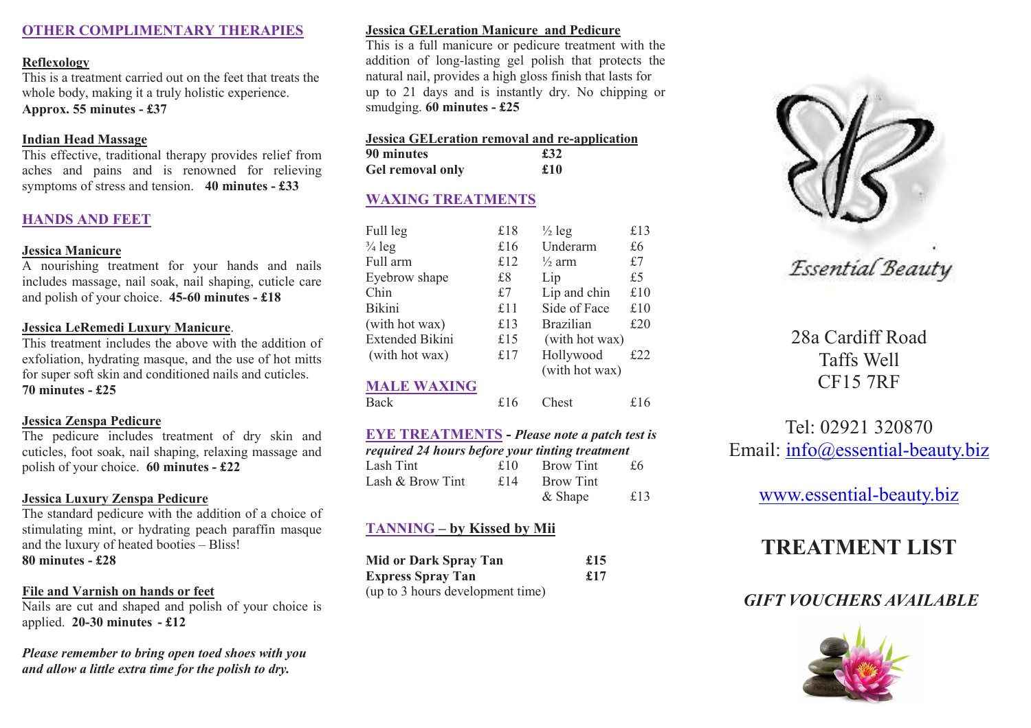## OTHER COMPLIMENTARY THERAPIES

### Reflexology

This is a treatment carried out on the feet that treats the whole body, making it a truly holistic experience.
**Approx. 55 minutes - £37**

### Indian Head Massage

This effective, traditional therapy provides relief from aches and pains and is renowned for relieving symptoms of stress and tension. **40 minutes - £33**

## HANDS AND FEET

### Jessica Manicure

A nourishing treatment for your hands and nails includes massage, nail soak, nail shaping, cuticle care and polish of your choice. **45-60 minutes - £18**

### Jessica LeRemedi Luxury Manicure.

This treatment includes the above with the addition of exfoliation, hydrating masque, and the use of hot mitts for super soft skin and conditioned nails and cuticles.
**70 minutes - £25**

### Jessica Zenspa Pedicure

The pedicure includes treatment of dry skin and cuticles, foot soak, nail shaping, relaxing massage and polish of your choice. **60 minutes - £22**

### Jessica Luxury Zenspa Pedicure

The standard pedicure with the addition of a choice of stimulating mint, or hydrating peach paraffin masque and the luxury of heated booties – Bliss!
**80 minutes - £28**

### File and Varnish on hands or feet

Nails are cut and shaped and polish of your choice is applied. **20-30 minutes - £12**

***Please remember to bring open toed shoes with you and allow a little extra time for the polish to dry.***

### Jessica GELeration Manicure and Pedicure

This is a full manicure or pedicure treatment with the addition of long-lasting gel polish that protects the natural nail, provides a high gloss finish that lasts for up to 21 days and is instantly dry. No chipping or smudging. **60 minutes - £25**

### Jessica GELeration removal and re-application

| | |
|---|---|
| **90 minutes** | **£32** |
| **Gel removal only** | **£10** |

## WAXING TREATMENTS

| | | | |
|---|---|---|---|
| Full leg | £18 | ½ leg | £13 |
| ¾ leg | £16 | Underarm | £6 |
| Full arm | £12 | ½ arm | £7 |
| Eyebrow shape | £8 | Lip | £5 |
| Chin | £7 | Lip and chin | £10 |
| Bikini | £11 | Side of Face | £10 |
| (with hot wax) | £13 | Brazilian | £20 |
| Extended Bikini | £15 | (with hot wax) | |
| (with hot wax) | £17 | Hollywood (with hot wax) | £22 |

## MALE WAXING

| | | | |
|---|---|---|---|
| Back | £16 | Chest | £16 |

## EYE TREATMENTS - *Please note a patch test is required 24 hours before your tinting treatment*

| | | | |
|---|---|---|---|
| Lash Tint | £10 | Brow Tint | £6 |
| Lash & Brow Tint | £14 | Brow Tint & Shape | £13 |

## TANNING – by Kissed by Mii

| | |
|---|---|
| **Mid or Dark Spray Tan** | **£15** |
| **Express Spray Tan** | **£17** |

(up to 3 hours development time)

Essential Beauty

28a Cardiff Road
Taffs Well
CF15 7RF

Tel: 02921 320870
Email: info@essential-beauty.biz

www.essential-beauty.biz

# TREATMENT LIST

***GIFT VOUCHERS AVAILABLE***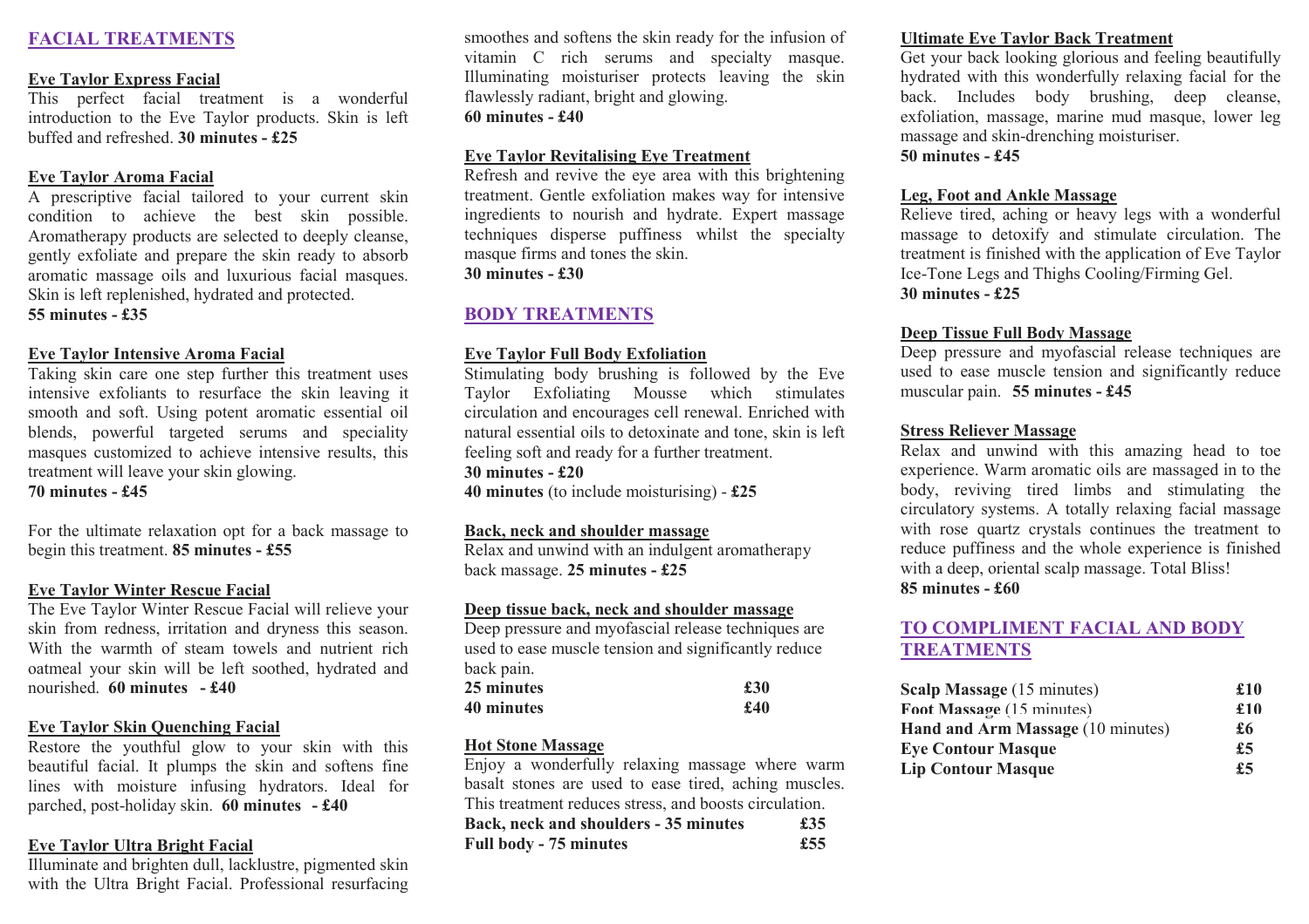## FACIAL TREATMENTS

**Eve Taylor Express Facial**

This perfect facial treatment is a wonderful introduction to the Eve Taylor products. Skin is left buffed and refreshed. **30 minutes - £25**

**Eve Taylor Aroma Facial**

A prescriptive facial tailored to your current skin condition to achieve the best skin possible. Aromatherapy products are selected to deeply cleanse, gently exfoliate and prepare the skin ready to absorb aromatic massage oils and luxurious facial masques. Skin is left replenished, hydrated and protected.
**55 minutes - £35**

**Eve Taylor Intensive Aroma Facial**

Taking skin care one step further this treatment uses intensive exfoliants to resurface the skin leaving it smooth and soft. Using potent aromatic essential oil blends, powerful targeted serums and speciality masques customized to achieve intensive results, this treatment will leave your skin glowing.
**70 minutes - £45**

For the ultimate relaxation opt for a back massage to begin this treatment. **85 minutes - £55**

**Eve Taylor Winter Rescue Facial**

The Eve Taylor Winter Rescue Facial will relieve your skin from redness, irritation and dryness this season. With the warmth of steam towels and nutrient rich oatmeal your skin will be left soothed, hydrated and nourished. **60 minutes - £40**

**Eve Taylor Skin Quenching Facial**

Restore the youthful glow to your skin with this beautiful facial. It plumps the skin and softens fine lines with moisture infusing hydrators. Ideal for parched, post-holiday skin. **60 minutes - £40**

**Eve Taylor Ultra Bright Facial**

Illuminate and brighten dull, lacklustre, pigmented skin with the Ultra Bright Facial. Professional resurfacing smoothes and softens the skin ready for the infusion of vitamin C rich serums and specialty masque. Illuminating moisturiser protects leaving the skin flawlessly radiant, bright and glowing.
**60 minutes - £40**

**Eve Taylor Revitalising Eye Treatment**

Refresh and revive the eye area with this brightening treatment. Gentle exfoliation makes way for intensive ingredients to nourish and hydrate. Expert massage techniques disperse puffiness whilst the specialty masque firms and tones the skin.
**30 minutes - £30**

## BODY TREATMENTS

**Eve Taylor Full Body Exfoliation**

Stimulating body brushing is followed by the Eve Taylor Exfoliating Mousse which stimulates circulation and encourages cell renewal. Enriched with natural essential oils to detoxinate and tone, skin is left feeling soft and ready for a further treatment.
**30 minutes - £20**
**40 minutes** (to include moisturising) - **£25**

**Back, neck and shoulder massage**

Relax and unwind with an indulgent aromatherapy back massage. **25 minutes - £25**

**Deep tissue back, neck and shoulder massage**

Deep pressure and myofascial release techniques are used to ease muscle tension and significantly reduce back pain.

| | |
|---|---|
| **25 minutes** | **£30** |
| **40 minutes** | **£40** |

**Hot Stone Massage**

Enjoy a wonderfully relaxing massage where warm basalt stones are used to ease tired, aching muscles. This treatment reduces stress, and boosts circulation.

| | |
|---|---|
| **Back, neck and shoulders - 35 minutes** | **£35** |
| **Full body - 75 minutes** | **£55** |

**Ultimate Eve Taylor Back Treatment**

Get your back looking glorious and feeling beautifully hydrated with this wonderfully relaxing facial for the back. Includes body brushing, deep cleanse, exfoliation, massage, marine mud masque, lower leg massage and skin-drenching moisturiser.
**50 minutes - £45**

**Leg, Foot and Ankle Massage**

Relieve tired, aching or heavy legs with a wonderful massage to detoxify and stimulate circulation. The treatment is finished with the application of Eve Taylor Ice-Tone Legs and Thighs Cooling/Firming Gel.
**30 minutes - £25**

**Deep Tissue Full Body Massage**

Deep pressure and myofascial release techniques are used to ease muscle tension and significantly reduce muscular pain. **55 minutes - £45**

**Stress Reliever Massage**

Relax and unwind with this amazing head to toe experience. Warm aromatic oils are massaged in to the body, reviving tired limbs and stimulating the circulatory systems. A totally relaxing facial massage with rose quartz crystals continues the treatment to reduce puffiness and the whole experience is finished with a deep, oriental scalp massage. Total Bliss!
**85 minutes - £60**

## TO COMPLIMENT FACIAL AND BODY TREATMENTS

| | |
|---|---|
| **Scalp Massage** (15 minutes) | **£10** |
| **Foot Massage** (15 minutes) | **£10** |
| **Hand and Arm Massage** (10 minutes) | **£6** |
| **Eye Contour Masque** | **£5** |
| **Lip Contour Masque** | **£5** |